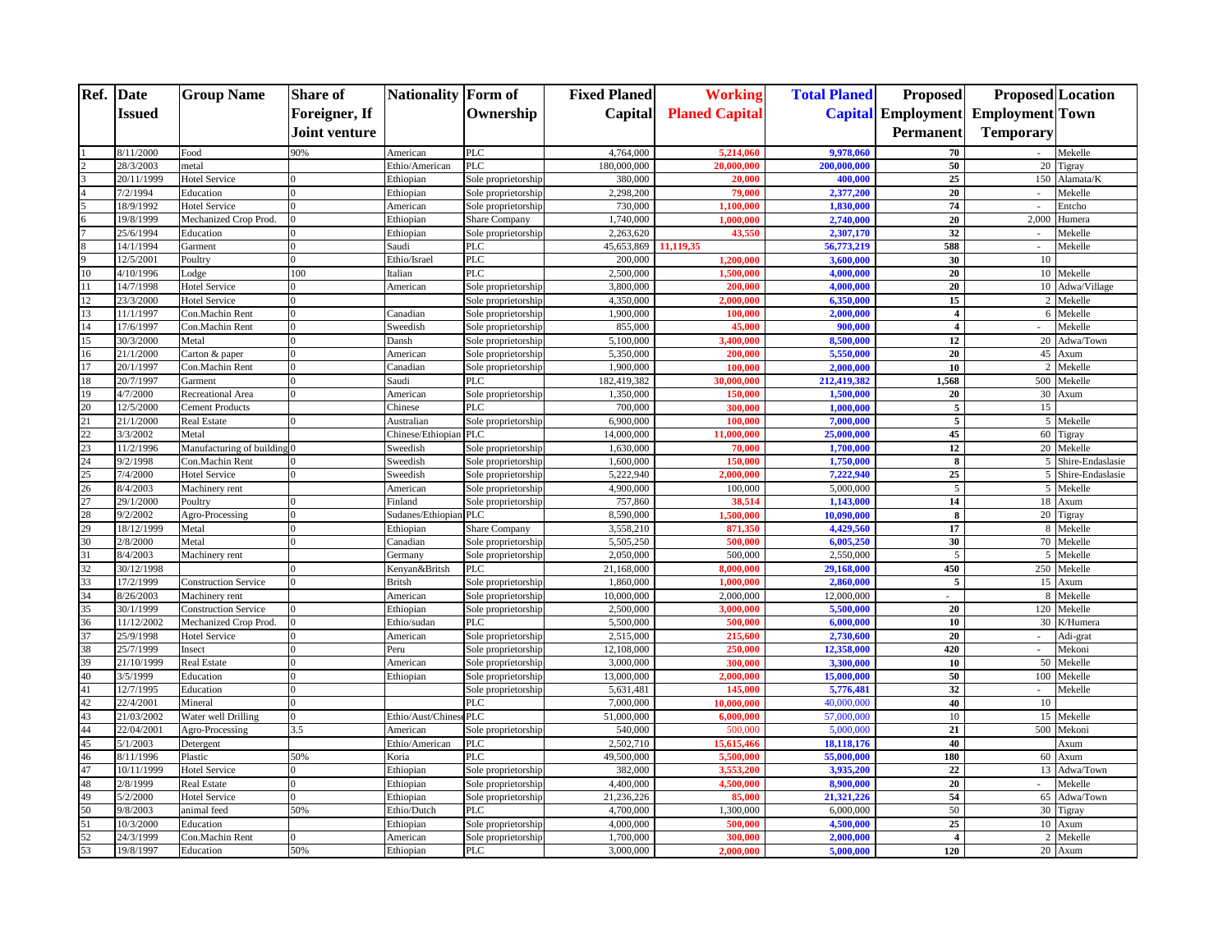| Ref. | Date Issued | Group Name | Share of Foreigner, If Joint venture | Nationality | Form of Ownership | Fixed Planed Capital | Working Planed Capital | Total Planed Capital | Proposed Employment Permanent | Proposed Employment Temporary | Location Town |
|---|---|---|---|---|---|---|---|---|---|---|---|
| 1 | 8/11/2000 | Food | 90% | American | PLC | 4,764,000 | 5,214,060 | 9,978,060 | 70 | - | Mekelle |
| 2 | 28/3/2003 | metal | | Ethio/American | PLC | 180,000,000 | 20,000,000 | 200,000,000 | 50 | 20 | Tigray |
| 3 | 20/11/1999 | Hotel Service | 0 | Ethiopian | Sole proprietorship | 380,000 | 20,000 | 400,000 | 25 | 150 | Alamata/K |
| 4 | 7/2/1994 | Education | 0 | Ethiopian | Sole proprietorship | 2,298,200 | 79,000 | 2,377,200 | 20 | - | Mekelle |
| 5 | 18/9/1992 | Hotel Service | 0 | American | Sole proprietorship | 730,000 | 1,100,000 | 1,830,000 | 74 | - | Entcho |
| 6 | 19/8/1999 | Mechanized Crop Prod. | 0 | Ethiopian | Share Company | 1,740,000 | 1,000,000 | 2,740,000 | 20 | 2,000 | Humera |
| 7 | 25/6/1994 | Education | 0 | Ethiopian | Sole proprietorship | 2,263,620 | 43,550 | 2,307,170 | 32 | - | Mekelle |
| 8 | 14/1/1994 | Garment | 0 | Saudi | PLC | 45,653,869 | 11,119,35 | 56,773,219 | 588 | - | Mekelle |
| 9 | 12/5/2001 | Poultry | 0 | Ethio/Israel | PLC | 200,000 | 1,200,000 | 3,600,000 | 30 | 10 | |
| 10 | 4/10/1996 | Lodge | 100 | Italian | PLC | 2,500,000 | 1,500,000 | 4,000,000 | 20 | 10 | Mekelle |
| 11 | 14/7/1998 | Hotel Service | 0 | American | Sole proprietorship | 3,800,000 | 200,000 | 4,000,000 | 20 | 10 | Adwa/Village |
| 12 | 23/3/2000 | Hotel Service | 0 | | Sole proprietorship | 4,350,000 | 2,000,000 | 6,350,000 | 15 | 2 | Mekelle |
| 13 | 11/1/1997 | Con.Machin Rent | 0 | Canadian | Sole proprietorship | 1,900,000 | 100,000 | 2,000,000 | 4 | 6 | Mekelle |
| 14 | 17/6/1997 | Con.Machin Rent | 0 | Sweedish | Sole proprietorship | 855,000 | 45,000 | 900,000 | 4 | - | Mekelle |
| 15 | 30/3/2000 | Metal | 0 | Dansh | Sole proprietorship | 5,100,000 | 3,400,000 | 8,500,000 | 12 | 20 | Adwa/Town |
| 16 | 21/1/2000 | Carton & paper | 0 | American | Sole proprietorship | 5,350,000 | 200,000 | 5,550,000 | 20 | 45 | Axum |
| 17 | 20/1/1997 | Con.Machin Rent | 0 | Canadian | Sole proprietorship | 1,900,000 | 100,000 | 2,000,000 | 10 | 2 | Mekelle |
| 18 | 20/7/1997 | Garment | 0 | Saudi | PLC | 182,419,382 | 30,000,000 | 212,419,382 | 1,568 | 500 | Mekelle |
| 19 | 4/7/2000 | Recreational Area | 0 | American | Sole proprietorship | 1,350,000 | 150,000 | 1,500,000 | 20 | 30 | Axum |
| 20 | 12/5/2000 | Cement Products | | Chinese | PLC | 700,000 | 300,000 | 1,000,000 | 5 | 15 | |
| 21 | 21/1/2000 | Real Estate | 0 | Australian | Sole proprietorship | 6,900,000 | 100,000 | 7,000,000 | 5 | 5 | Mekelle |
| 22 | 3/3/2002 | Metal | | Chinese/Ethiopian | PLC | 14,000,000 | 11,000,000 | 25,000,000 | 45 | 60 | Tigray |
| 23 | 11/2/1996 | Manufacturing of building | 0 | Sweedish | Sole proprietorship | 1,630,000 | 70,000 | 1,700,000 | 12 | 20 | Mekelle |
| 24 | 9/2/1998 | Con.Machin Rent | 0 | Sweedish | Sole proprietorship | 1,600,000 | 150,000 | 1,750,000 | 8 | 5 | Shire-Endaslasie |
| 25 | 7/4/2000 | Hotel Service | 0 | Sweedish | Sole proprietorship | 5,222,940 | 2,000,000 | 7,222,940 | 25 | 5 | Shire-Endaslasie |
| 26 | 8/4/2003 | Machinery rent | | American | Sole proprietorship | 4,900,000 | 100,000 | 5,000,000 | 5 | 5 | Mekelle |
| 27 | 29/1/2000 | Poultry | 0 | Finland | Sole proprietorship | 757,860 | 38,514 | 1,143,000 | 14 | 18 | Axum |
| 28 | 9/2/2002 | Agro-Processing | 0 | Sudanes/Ethiopian | PLC | 8,590,000 | 1,500,000 | 10,090,000 | 8 | 20 | Tigray |
| 29 | 18/12/1999 | Metal | 0 | Ethiopian | Share Company | 3,558,210 | 871,350 | 4,429,560 | 17 | 8 | Mekelle |
| 30 | 2/8/2000 | Metal | 0 | Canadian | Sole proprietorship | 5,505,250 | 500,000 | 6,005,250 | 30 | 70 | Mekelle |
| 31 | 8/4/2003 | Machinery rent | | Germany | Sole proprietorship | 2,050,000 | 500,000 | 2,550,000 | 5 | 5 | Mekelle |
| 32 | 30/12/1998 | | 0 | Kenyan&Britsh | PLC | 21,168,000 | 8,000,000 | 29,168,000 | 450 | 250 | Mekelle |
| 33 | 17/2/1999 | Construction Service | 0 | British | Sole proprietorship | 1,860,000 | 1,000,000 | 2,860,000 | 5 | 15 | Axum |
| 34 | 8/26/2003 | Machinery rent | | American | Sole proprietorship | 10,000,000 | 2,000,000 | 12,000,000 | - | 8 | Mekelle |
| 35 | 30/1/1999 | Construction Service | 0 | Ethiopian | Sole proprietorship | 2,500,000 | 3,000,000 | 5,500,000 | 20 | 120 | Mekelle |
| 36 | 11/12/2002 | Mechanized Crop Prod. | 0 | Ethio/sudan | PLC | 5,500,000 | 500,000 | 6,000,000 | 10 | 30 | K/Humera |
| 37 | 25/9/1998 | Hotel Service | 0 | American | Sole proprietorship | 2,515,000 | 215,600 | 2,730,600 | 20 | - | Adi-grat |
| 38 | 25/7/1999 | Insect | 0 | Peru | Sole proprietorship | 12,108,000 | 250,000 | 12,358,000 | 420 | - | Mekoni |
| 39 | 21/10/1999 | Real Estate | 0 | American | Sole proprietorship | 3,000,000 | 300,000 | 3,300,000 | 10 | 50 | Mekelle |
| 40 | 3/5/1999 | Education | 0 | Ethiopian | Sole proprietorship | 13,000,000 | 2,000,000 | 15,000,000 | 50 | 100 | Mekelle |
| 41 | 12/7/1995 | Education | 0 | | Sole proprietorship | 5,631,481 | 145,000 | 5,776,481 | 32 | - | Mekelle |
| 42 | 22/4/2001 | Mineral | 0 | | PLC | 7,000,000 | 10,000,000 | 40,000,000 | 40 | 10 | |
| 43 | 21/03/2002 | Water well Drilling | 0 | Ethio/Aust/Chinese | PLC | 51,000,000 | 6,000,000 | 57,000,000 | 10 | 15 | Mekelle |
| 44 | 22/04/2001 | Agro-Processing | 3.5 | American | Sole proprietorship | 540,000 | 500,000 | 5,000,000 | 21 | 500 | Mekoni |
| 45 | 5/1/2003 | Detergent | | Ethio/American | PLC | 2,502,710 | 15,615,466 | 18,118,176 | 40 | | Axum |
| 46 | 8/11/1996 | Plastic | 50% | Koria | PLC | 49,500,000 | 5,500,000 | 55,000,000 | 180 | 60 | Axum |
| 47 | 10/11/1999 | Hotel Service | 0 | Ethiopian | Sole proprietorship | 382,000 | 3,553,200 | 3,935,200 | 22 | 13 | Adwa/Town |
| 48 | 2/8/1999 | Real Estate | 0 | Ethiopian | Sole proprietorship | 4,400,000 | 4,500,000 | 8,900,000 | 20 | - | Mekelle |
| 49 | 5/2/2000 | Hotel Service | 0 | Ethiopian | Sole proprietorship | 21,236,226 | 85,000 | 21,321,226 | 54 | 65 | Adwa/Town |
| 50 | 9/8/2003 | animal feed | 50% | Ethio/Dutch | PLC | 4,700,000 | 1,300,000 | 6,000,000 | 50 | 30 | Tigray |
| 51 | 10/3/2000 | Education | | Ethiopian | Sole proprietorship | 4,000,000 | 500,000 | 4,500,000 | 25 | 10 | Axum |
| 52 | 24/3/1999 | Con.Machin Rent | 0 | American | Sole proprietorship | 1,700,000 | 300,000 | 2,000,000 | 4 | 2 | Mekelle |
| 53 | 19/8/1997 | Education | 50% | Ethiopian | PLC | 3,000,000 | 2,000,000 | 5,000,000 | 120 | 20 | Axum |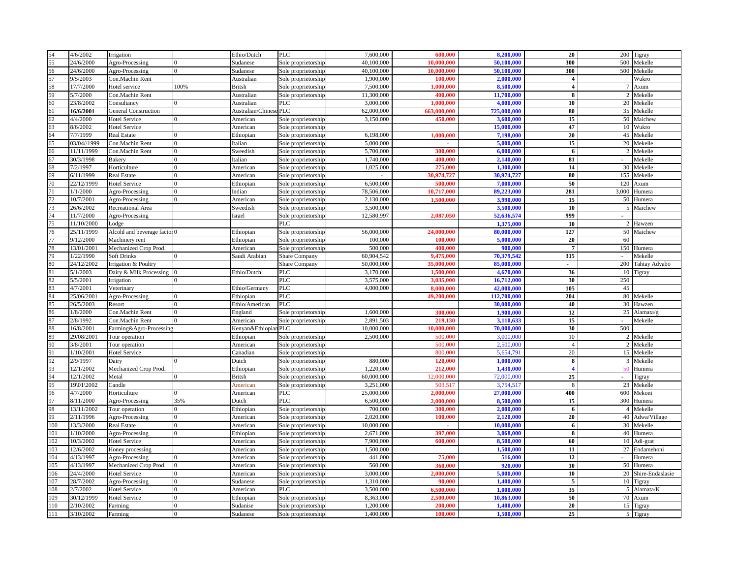| | | | | | | | | | | | |
|---|---|---|---|---|---|---|---|---|---|---|---|
| 54 | 4/6/2002 | Irrigation | | Ethio/Dutch | PLC | 7,600,000 | **600,000** | **8,200,000** | **20** | 200 | Tigray |
| 55 | 24/6/2000 | Agro-Processing | 0 | Sudanese | Sole proprietorship | 40,100,000 | **10,000,000** | **50,100,000** | **300** | 500 | Mekelle |
| 56 | 24/6/2000 | Agro-Processing | 0 | Sudanese | Sole proprietorship | 40,100,000 | **10,000,000** | **50,100,000** | **300** | 500 | Mekelle |
| 57 | 9/5/2003 | Con.Machin Rent | | Australian | Sole proprietorship | 1,900,000 | **100,000** | **2,000,000** | **4** | | Wukro |
| 58 | 17/7/2000 | Hotel service | 100% | Britsh | Sole proprietorship | 7,500,000 | **1,000,000** | **8,500,000** | **4** | 7 | Axum |
| 59 | 5/7/2000 | Con.Machin Rent | | Australian | Sole proprietorship | 11,300,000 | **400,000** | **11,700,000** | **8** | 2 | Mekelle |
| 60 | 23/8/2002 | Consultancy | 0 | Australian | PLC | 3,000,000 | **1,000,000** | **4,000,000** | **10** | 20 | Mekelle |
| 61 | **16/6/2001** | General Construction | | Australian/Chinese | PLC | 62,000,000 | **663,000,000** | **725,000,000** | **80** | 35 | Mekelle |
| 62 | 4/4/2000 | Hotel Service | 0 | American | Sole proprietorship | 3,150,000 | **450,000** | **3,600,000** | **15** | 50 | Maichew |
| 63 | 8/6/2002 | Hotel Service | | American | Sole proprietorship | | | **15,000,000** | **47** | 10 | Wukro |
| 64 | 7/7/1999 | Real Estate | 0 | Ethiopian | Sole proprietorship | 6,198,000 | **1,000,000** | **7,198,000** | **20** | 45 | Mekelle |
| 65 | 03/04//1999 | Con.Machin Rent | 0 | Italian | Sole proprietorship | 5,000,000 | - | **5,000,000** | **15** | 20 | Mekelle |
| 66 | 11/11/1999 | Con.Machin Rent | 0 | Sweedish | Sole proprietorship | 5,700,000 | **300,000** | **6,000,000** | **6** | 2 | Mekelle |
| 67 | 30/3/1998 | Bakery | 0 | Italian | Sole proprietorship | 1,740,000 | **400,000** | **2,140,000** | **81** | - | Mekelle |
| 68 | 7/2/1997 | Horticulture | 0 | American | Sole proprietorship | 1,025,000 | **275,000** | **1,300,000** | **14** | 30 | Mekelle |
| 69 | 6/11/1999 | Real Estate | 0 | American | Sole proprietorship | - | **30,974,727** | **30,974,727** | **80** | 155 | Mekelle |
| 70 | 22/12/1999 | Hotel Service | 0 | Ethiopian | Sole proprietorship | 6,500,000 | **500,000** | **7,000,000** | **50** | 120 | Axum |
| 71 | 1/1/2000 | Agro-Processing | 0 | Indian | Sole proprietorship | 78,506,000 | **10,717,000** | **89,223,000** | **281** | 3,000 | Humera |
| 72 | 10/7/2001 | Agro-Processing | 0 | American | Sole proprietorship | 2,130,000 | **1,500,000** | **3,990,000** | **15** | 50 | Humera |
| 73 | 26/6/2002 | Recreational Area | | Sweedish | Sole proprietorship | 3,500,000 | | **3,500,000** | **10** | 5 | Maichew |
| 74 | 11/7/2000 | Agro-Processing | | Israel | Sole proprietorship | 12,580,997 | **2,087,050** | **52,636,574** | **999** | - | |
| 75 | 11/10/2000 | Lodge | | | PLC | | | **1,375,000** | **10** | 2 | Hawzen |
| 76 | 25/11/1999 | Alcohl and beverage factor | 0 | Ethiopian | Sole proprietorship | 56,000,000 | **24,000,000** | **80,000,000** | **127** | 50 | Maichew |
| 77 | 9/12/2000 | Machinery rent | | Ethiopian | Sole proprietorship | 100,000 | **100,000** | **5,000,000** | **20** | 60 | |
| 78 | 13/01/2001 | Mechanized Crop Prod. | | American | Sole proprietorship | 500,000 | **400,000** | **900,000** | **7** | 150 | Humera |
| 79 | 1/22/1990 | Soft Drinks | 0 | Saudi Arabian | Share Company | 60,904,542 | **9,475,000** | **70,379,542** | **315** | - | Mekelle |
| 80 | 24/12/2002 | Irrigation & Poultry | | | Share Company | 50,000,000 | **35,000,000** | **85,000,000** | - | 200 | Tahtay Adyabo |
| 81 | 5/1/2003 | Dairy & Milk Processing | 0 | Ethio/Dutch | PLC | 3,170,000 | **1,500,000** | **4,670,000** | **36** | 10 | Tigray |
| 82 | 5/5/2001 | Irrigation | 0 | | PLC | 3,575,000 | **3,035,000** | **16,712,000** | **30** | 250 | |
| 83 | 4/7/2001 | Veterinary | | Ethio/Germany | PLC | 4,000,000 | **8,000,000** | **42,000,000** | **105** | 45 | |
| 84 | 25/06/2001 | Agro-Processing | 0 | Ethiopian | PLC | | **49,200,000** | **112,700,000** | **204** | 80 | Mekelle |
| 85 | 26/5/2003 | Resort | 0 | Ethio/American | PLC | | | **30,000,000** | **40** | 30 | Hawzen |
| 86 | 1/8/2000 | Con.Machin Rent | 0 | England | Sole proprietorship | 1,600,000 | **300,000** | **1,900,000** | **12** | 25 | Alamata/g |
| 87 | 2/8/1992 | Con.Machin Rent | 0 | American | Sole proprietorship | 2,891,503 | **219,130** | **3,110,633** | **15** | - | Mekelle |
| 88 | 16/8/2001 | Farming&Agro-Processing | | Kenyan&Ethiopian | PLC | 10,000,000 | **10,000,000** | **70,000,000** | **30** | 500 | |
| 89 | 29/08/2001 | Tour operation | | Ethiopian | Sole proprietorship | 2,500,000 | 500,000 | 3,000,000 | 10 | 2 | Mekelle |
| 90 | 3/8/2001 | Tour operation | | American | Sole proprietorship | | 500,000 | 2,500,000 | 4 | 2 | Mekelle |
| 91 | 1/10/2001 | Hotel Service | | Canadian | Sole proprietorship | | 800,000 | 5,654,791 | 20 | 15 | Mekelle |
| 92 | 2/9/1997 | Dairy | 0 | Dutch | Sole proprietorship | 880,000 | **120,000** | **1,000,000** | **8** | 3 | Mekelle |
| 93 | 12/1/2002 | Mechanized Crop Prod. | | Ethiopian | Sole proprietorship | 1,220,000 | **212,000** | **1,430,000** | **4** | 50 | Humera |
| 94 | 12/1/2002 | Metal | 0 | Britsh | Sole proprietorship | 60,000,000 | 12,000,000 | 72,000,000 | **25** | - | Tigray |
| 95 | 19\01\2002 | Candle | | American | Sole proprietorship | 3,251,000 | 503,517 | 3,754,517 | 8 | 23 | Mekelle |
| 96 | 4/7/2000 | Horticulture | 0 | American | PLC | 25,000,000 | **2,000,000** | **27,000,000** | **400** | 600 | Mekoni |
| 97 | 8/11/2000 | Agro-Processing | 35% | Dutch | PLC | 6,500,000 | **2,000,000** | **8,500,000** | **15** | 300 | Humera |
| 98 | 13/11/2002 | Tour operation | 0 | Ethiopian | Sole proprietorship | 700,000 | **300,000** | **2,000,000** | **6** | 4 | Mekelle |
| 99 | 2/11/1996 | Agro-Processing | 0 | American | Sole proprietorship | 2,020,000 | **100,000** | **2,120,000** | **20** | 40 | Adwa/Village |
| 100 | 13/3/2000 | Real Estate | 0 | American | Sole proprietorship | 10,000,000 | - | **10,000,000** | **6** | 30 | Mekelle |
| 101 | 1/10/2000 | Agro-Processing | 0 | Ethiopian | Sole proprietorship | 2,671,000 | **397,000** | **3,068,000** | **8** | 40 | Humera |
| 102 | 10/3/2002 | Hotel Service | | American | Sole proprietorship | 7,900,000 | **600,000** | **8,500,000** | **60** | 10 | Adi-grat |
| 103 | 12/6/2002 | Honey processing | | American | Sole proprietorship | 1,500,000 | | **1,500,000** | **11** | 27 | Endamehoni |
| 104 | 4/13/1997 | Agro-Processing | 0 | American | Sole proprietorship | 441,000 | **75,000** | **516,000** | **12** | - | Humera |
| 105 | 4/13/1997 | Mechanized Crop Prod. | 0 | American | Sole proprietorship | 560,000 | **360,000** | **920,000** | **10** | 50 | Humera |
| 106 | 24/4/2000 | Hotel Service | 0 | American | Sole proprietorship | 3,000,000 | **2,000,000** | **5,000,000** | **10** | 20 | Shire-Endaslasie |
| 107 | 28/7/2002 | Agro-Processing | 0 | Sudanese | Sole proprietorship | 1,310,000 | **90,000** | **1,400,000** | **5** | 10 | Tigray |
| 108 | 2/7/2002 | Hotel Service | 0 | American | PLC | 3,500,000 | **6,500,000** | **1,000,000** | **35** | 5 | Alamata/K |
| 109 | 30/12/1999 | Hotel Service | 0 | Ethiopian | Sole proprietorship | 8,363,000 | **2,500,000** | **10,863,000** | **50** | 70 | Axum |
| 110 | 2/10/2002 | Farming | 0 | Sudanise | Sole proprietorship | 1,200,000 | **200,000** | **1,400,000** | **20** | 15 | Tigray |
| 111 | 3/10/2002 | Farming | 0 | Sudanese | Sole proprietorship | 1,400,000 | **100,000** | **1,500,000** | **25** | 5 | Tigray |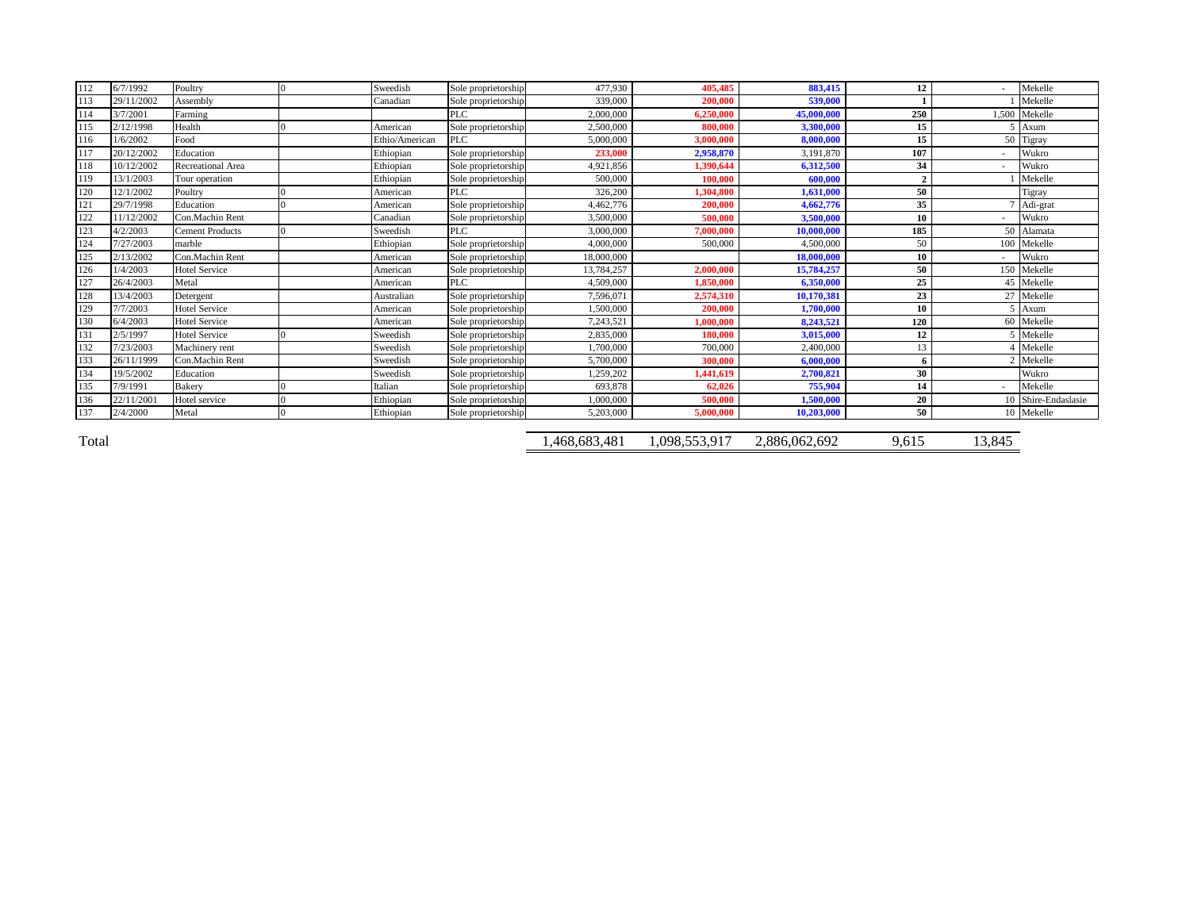| | | | | | | | | | | | |
|---|---|---|---|---|---|---|---|---|---|---|---|
| 112 | 6/7/1992 | Poultry | 0 | Sweedish | Sole proprietorship | 477,930 | **405,485** | **883,415** | **12** | - | Mekelle |
| 113 | 29/11/2002 | Assembly | | Canadian | Sole proprietorship | 339,000 | **200,000** | **539,000** | **1** | 1 | Mekelle |
| 114 | 3/7/2001 | Farming | | | PLC | 2,000,000 | **6,250,000** | **45,000,000** | **250** | 1,500 | Mekelle |
| 115 | 2/12/1998 | Health | 0 | American | Sole proprietorship | 2,500,000 | **800,000** | **3,300,000** | **15** | 5 | Axum |
| 116 | 1/6/2002 | Food | | Ethio/American | PLC | 5,000,000 | **3,000,000** | **8,000,000** | **15** | 50 | Tigray |
| 117 | 20/12/2002 | Education | | Ethiopian | Sole proprietorship | **233,000** | **2,958,870** | 3,191,870 | **107** | - | Wukro |
| 118 | 10/12/2002 | Recreational Area | | Ethiopian | Sole proprietorship | 4,921,856 | **1,390,644** | **6,312,500** | **34** | - | Wukro |
| 119 | 13/1/2003 | Tour operation | | Ethiopian | Sole proprietorship | 500,000 | **100,000** | **600,000** | **2** | 1 | Mekelle |
| 120 | 12/1/2002 | Poultry | 0 | American | PLC | 326,200 | **1,304,800** | **1,631,000** | **50** | | Tigray |
| 121 | 29/7/1998 | Education | 0 | American | Sole proprietorship | 4,462,776 | **200,000** | **4,662,776** | **35** | 7 | Adi-grat |
| 122 | 11/12/2002 | Con.Machin Rent | | Canadian | Sole proprietorship | 3,500,000 | **500,000** | **3,500,000** | **10** | - | Wukro |
| 123 | 4/2/2003 | Cement Products | 0 | Sweedish | PLC | 3,000,000 | **7,000,000** | **10,000,000** | **185** | 50 | Alamata |
| 124 | 7/27/2003 | marble | | Ethiopian | Sole proprietorship | 4,000,000 | 500,000 | 4,500,000 | 50 | 100 | Mekelle |
| 125 | 2/13/2002 | Con.Machin Rent | | American | Sole proprietorship | 18,000,000 | | **18,000,000** | **10** | - | Wukro |
| 126 | 1/4/2003 | Hotel Service | | American | Sole proprietorship | 13,784,257 | **2,000,000** | **15,784,257** | **50** | 150 | Mekelle |
| 127 | 26/4/2003 | Metal | | American | PLC | 4,509,000 | **1,850,000** | **6,350,000** | **25** | 45 | Mekelle |
| 128 | 13/4/2003 | Detergent | | Australian | Sole proprietorship | 7,596,071 | **2,574,310** | **10,170,381** | **23** | 27 | Mekelle |
| 129 | 7/7/2003 | Hotel Service | | American | Sole proprietorship | 1,500,000 | **200,000** | **1,700,000** | **10** | 5 | Axum |
| 130 | 6/4/2003 | Hotel Service | | American | Sole proprietorship | 7,243,521 | **1,000,000** | **8,243,521** | **120** | 60 | Mekelle |
| 131 | 2/5/1997 | Hotel Service | 0 | Sweedish | Sole proprietorship | 2,835,000 | **180,000** | **3,015,000** | **12** | 5 | Mekelle |
| 132 | 7/23/2003 | Machinery rent | | Sweedish | Sole proprietorship | 1,700,000 | 700,000 | 2,400,000 | 13 | 4 | Mekelle |
| 133 | 26/11/1999 | Con.Machin Rent | | Sweedish | Sole proprietorship | 5,700,000 | **300,000** | **6,000,000** | **6** | 2 | Mekelle |
| 134 | 19/5/2002 | Education | | Sweedish | Sole proprietorship | 1,259,202 | **1,441,619** | **2,700,821** | **30** | | Wukro |
| 135 | 7/9/1991 | Bakery | 0 | Italian | Sole proprietorship | 693,878 | **62,026** | **755,904** | **14** | - | Mekelle |
| 136 | 22/11/2001 | Hotel service | 0 | Ethiopian | Sole proprietorship | 1,000,000 | **500,000** | **1,500,000** | **20** | 10 | Shire-Endaslasie |
| 137 | 2/4/2000 | Metal | 0 | Ethiopian | Sole proprietorship | 5,203,000 | **5,000,000** | **10,203,000** | **50** | 10 | Mekelle |
| Total | | | | | | 1,468,683,481 | 1,098,553,917 | 2,886,062,692 | 9,615 | 13,845 | |